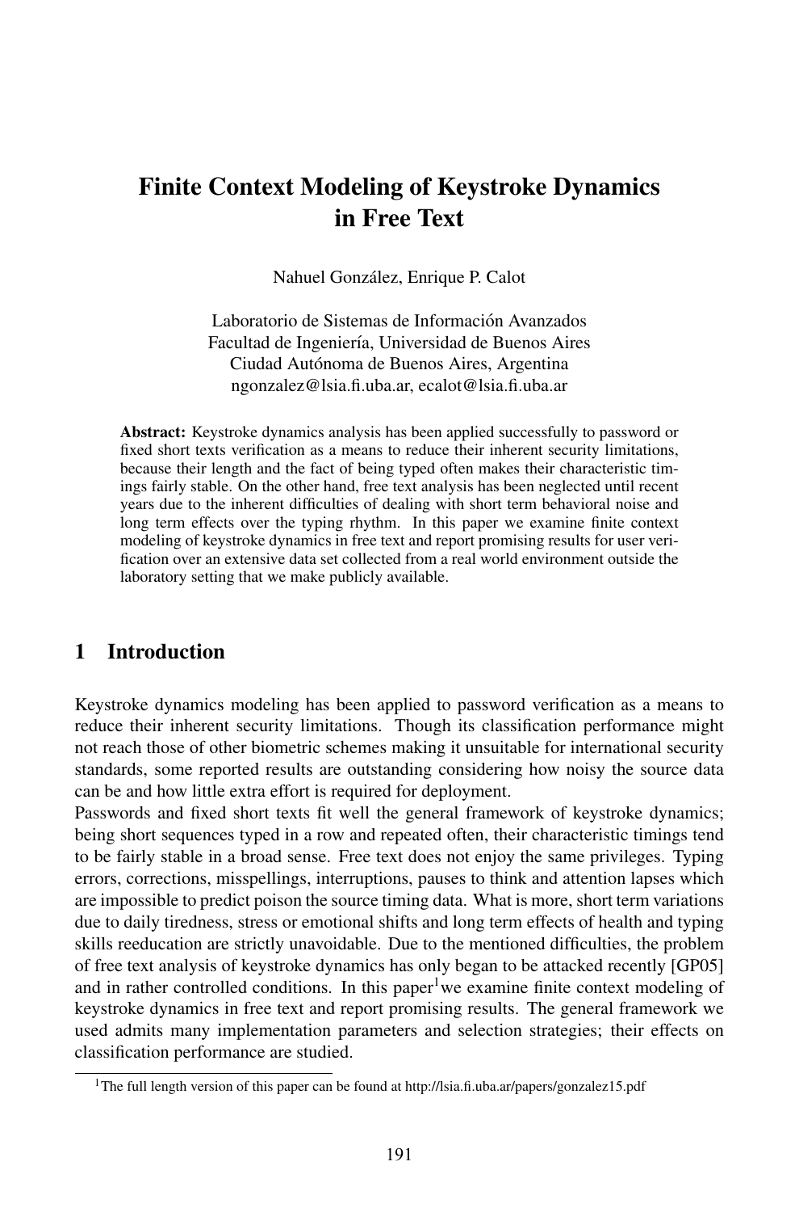# Finite Context Modeling of Keystroke Dynamics in Free Text

Nahuel González, Enrique P. Calot

Laboratorio de Sistemas de Información Avanzados
Facultad de Ingeniería, Universidad de Buenos Aires
Ciudad Autónoma de Buenos Aires, Argentina
ngonzalez@lsia.fi.uba.ar, ecalot@lsia.fi.uba.ar

**Abstract:** Keystroke dynamics analysis has been applied successfully to password or fixed short texts verification as a means to reduce their inherent security limitations, because their length and the fact of being typed often makes their characteristic timings fairly stable. On the other hand, free text analysis has been neglected until recent years due to the inherent difficulties of dealing with short term behavioral noise and long term effects over the typing rhythm. In this paper we examine finite context modeling of keystroke dynamics in free text and report promising results for user verification over an extensive data set collected from a real world environment outside the laboratory setting that we make publicly available.

## 1 Introduction

Keystroke dynamics modeling has been applied to password verification as a means to reduce their inherent security limitations. Though its classification performance might not reach those of other biometric schemes making it unsuitable for international security standards, some reported results are outstanding considering how noisy the source data can be and how little extra effort is required for deployment.

Passwords and fixed short texts fit well the general framework of keystroke dynamics; being short sequences typed in a row and repeated often, their characteristic timings tend to be fairly stable in a broad sense. Free text does not enjoy the same privileges. Typing errors, corrections, misspellings, interruptions, pauses to think and attention lapses which are impossible to predict poison the source timing data. What is more, short term variations due to daily tiredness, stress or emotional shifts and long term effects of health and typing skills reeducation are strictly unavoidable. Due to the mentioned difficulties, the problem of free text analysis of keystroke dynamics has only began to be attacked recently [GP05] and in rather controlled conditions. In this paper[1] we examine finite context modeling of keystroke dynamics in free text and report promising results. The general framework we used admits many implementation parameters and selection strategies; their effects on classification performance are studied.

[1]The full length version of this paper can be found at http://lsia.fi.uba.ar/papers/gonzalez15.pdf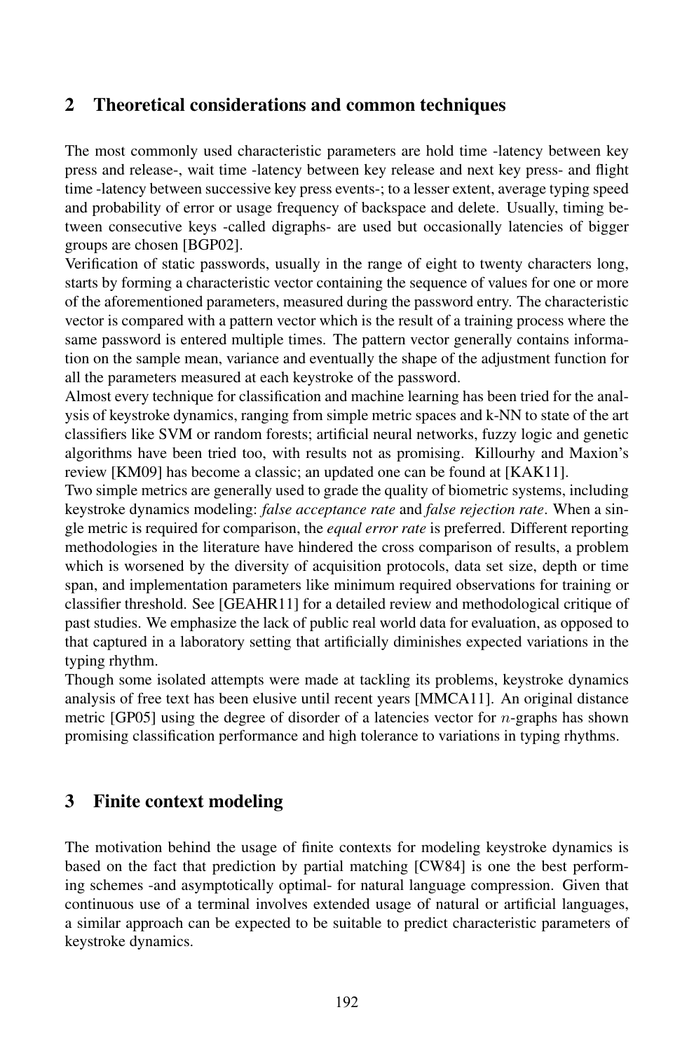## 2 Theoretical considerations and common techniques

The most commonly used characteristic parameters are hold time -latency between key press and release-, wait time -latency between key release and next key press- and flight time -latency between successive key press events-; to a lesser extent, average typing speed and probability of error or usage frequency of backspace and delete. Usually, timing between consecutive keys -called digraphs- are used but occasionally latencies of bigger groups are chosen [BGP02].

Verification of static passwords, usually in the range of eight to twenty characters long, starts by forming a characteristic vector containing the sequence of values for one or more of the aforementioned parameters, measured during the password entry. The characteristic vector is compared with a pattern vector which is the result of a training process where the same password is entered multiple times. The pattern vector generally contains information on the sample mean, variance and eventually the shape of the adjustment function for all the parameters measured at each keystroke of the password.

Almost every technique for classification and machine learning has been tried for the analysis of keystroke dynamics, ranging from simple metric spaces and k-NN to state of the art classifiers like SVM or random forests; artificial neural networks, fuzzy logic and genetic algorithms have been tried too, with results not as promising. Killourhy and Maxion's review [KM09] has become a classic; an updated one can be found at [KAK11].

Two simple metrics are generally used to grade the quality of biometric systems, including keystroke dynamics modeling: *false acceptance rate* and *false rejection rate*. When a single metric is required for comparison, the *equal error rate* is preferred. Different reporting methodologies in the literature have hindered the cross comparison of results, a problem which is worsened by the diversity of acquisition protocols, data set size, depth or time span, and implementation parameters like minimum required observations for training or classifier threshold. See [GEAHR11] for a detailed review and methodological critique of past studies. We emphasize the lack of public real world data for evaluation, as opposed to that captured in a laboratory setting that artificially diminishes expected variations in the typing rhythm.

Though some isolated attempts were made at tackling its problems, keystroke dynamics analysis of free text has been elusive until recent years [MMCA11]. An original distance metric [GP05] using the degree of disorder of a latencies vector for $n$-graphs has shown promising classification performance and high tolerance to variations in typing rhythms.

## 3 Finite context modeling

The motivation behind the usage of finite contexts for modeling keystroke dynamics is based on the fact that prediction by partial matching [CW84] is one the best performing schemes -and asymptotically optimal- for natural language compression. Given that continuous use of a terminal involves extended usage of natural or artificial languages, a similar approach can be expected to be suitable to predict characteristic parameters of keystroke dynamics.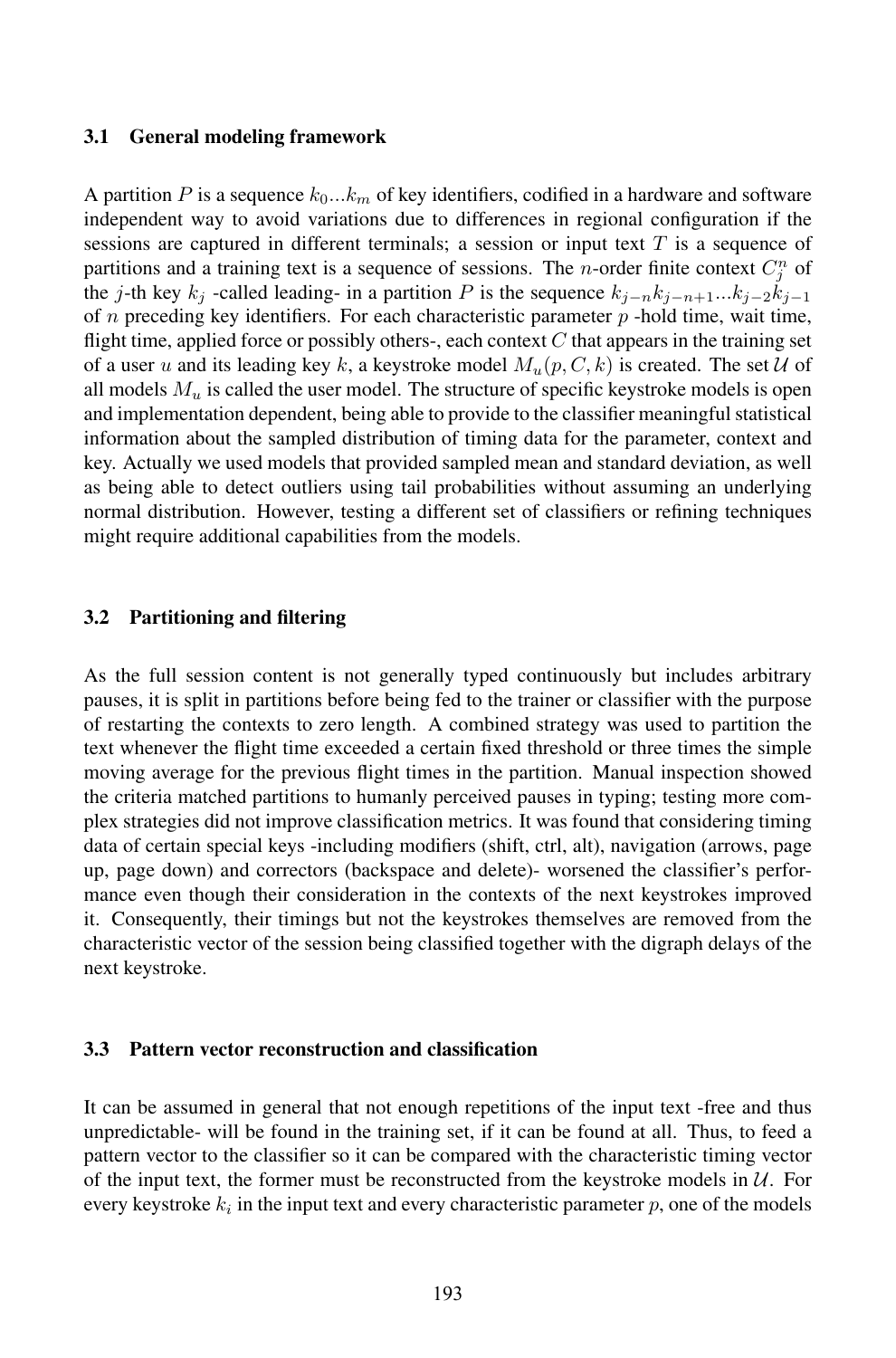### 3.1 General modeling framework

A partition $P$ is a sequence $k_0...k_m$ of key identifiers, codified in a hardware and software independent way to avoid variations due to differences in regional configuration if the sessions are captured in different terminals; a session or input text $T$ is a sequence of partitions and a training text is a sequence of sessions. The $n$-order finite context $C_j^n$ of the $j$-th key $k_j$ -called leading- in a partition $P$ is the sequence $k_{j-n}k_{j-n+1}...k_{j-2}k_{j-1}$ of $n$ preceding key identifiers. For each characteristic parameter $p$ -hold time, wait time, flight time, applied force or possibly others-, each context $C$ that appears in the training set of a user $u$ and its leading key $k$, a keystroke model $M_u(p, C, k)$ is created. The set $\mathcal{U}$ of all models $M_u$ is called the user model. The structure of specific keystroke models is open and implementation dependent, being able to provide to the classifier meaningful statistical information about the sampled distribution of timing data for the parameter, context and key. Actually we used models that provided sampled mean and standard deviation, as well as being able to detect outliers using tail probabilities without assuming an underlying normal distribution. However, testing a different set of classifiers or refining techniques might require additional capabilities from the models.

### 3.2 Partitioning and filtering

As the full session content is not generally typed continuously but includes arbitrary pauses, it is split in partitions before being fed to the trainer or classifier with the purpose of restarting the contexts to zero length. A combined strategy was used to partition the text whenever the flight time exceeded a certain fixed threshold or three times the simple moving average for the previous flight times in the partition. Manual inspection showed the criteria matched partitions to humanly perceived pauses in typing; testing more complex strategies did not improve classification metrics. It was found that considering timing data of certain special keys -including modifiers (shift, ctrl, alt), navigation (arrows, page up, page down) and correctors (backspace and delete)- worsened the classifier's performance even though their consideration in the contexts of the next keystrokes improved it. Consequently, their timings but not the keystrokes themselves are removed from the characteristic vector of the session being classified together with the digraph delays of the next keystroke.

### 3.3 Pattern vector reconstruction and classification

It can be assumed in general that not enough repetitions of the input text -free and thus unpredictable- will be found in the training set, if it can be found at all. Thus, to feed a pattern vector to the classifier so it can be compared with the characteristic timing vector of the input text, the former must be reconstructed from the keystroke models in $\mathcal{U}$. For every keystroke $k_i$ in the input text and every characteristic parameter $p$, one of the models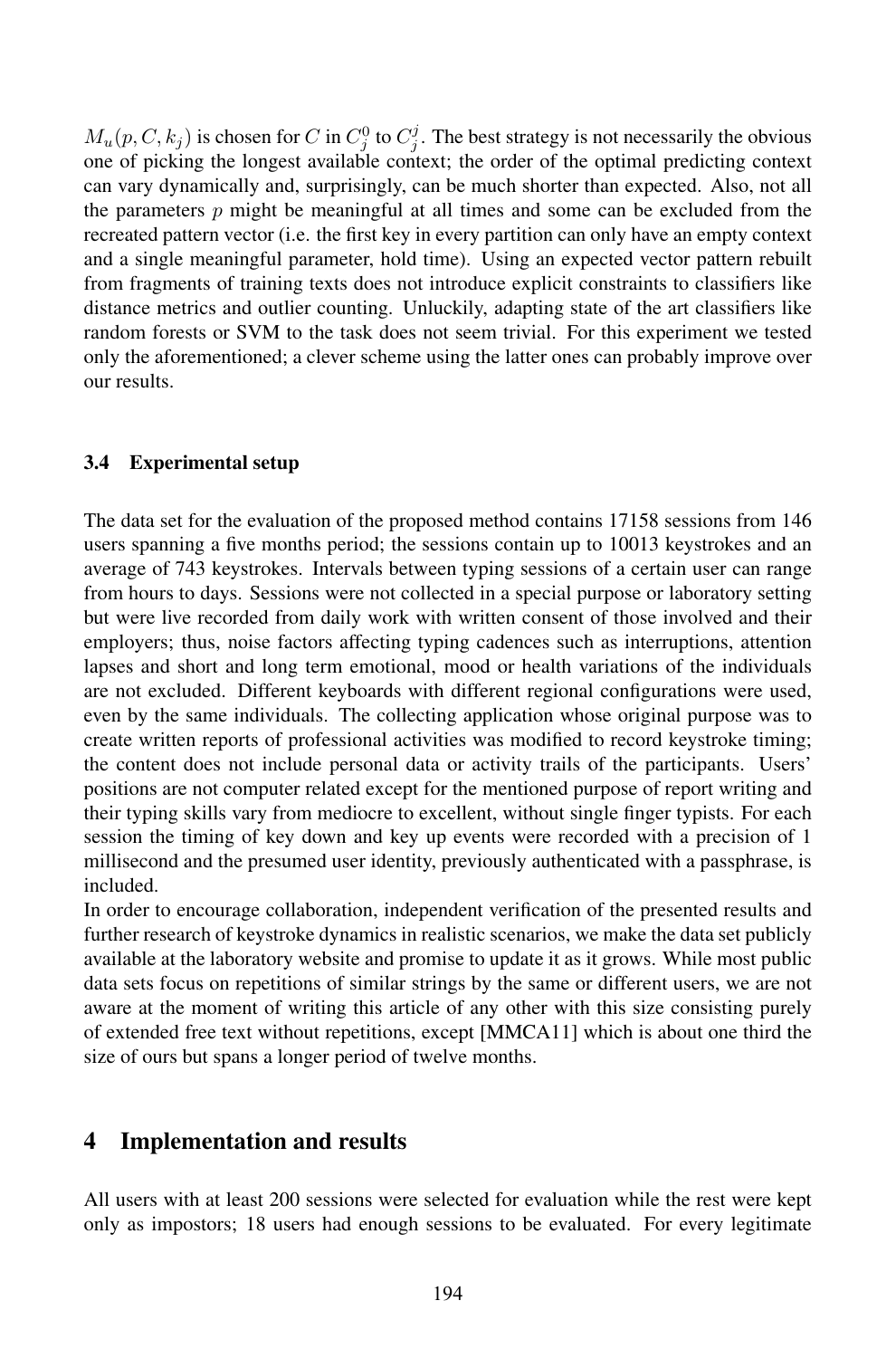$M_u(p, C, k_j)$ is chosen for $C$ in $C_j^0$ to $C_j^j$. The best strategy is not necessarily the obvious one of picking the longest available context; the order of the optimal predicting context can vary dynamically and, surprisingly, can be much shorter than expected. Also, not all the parameters $p$ might be meaningful at all times and some can be excluded from the recreated pattern vector (i.e. the first key in every partition can only have an empty context and a single meaningful parameter, hold time). Using an expected vector pattern rebuilt from fragments of training texts does not introduce explicit constraints to classifiers like distance metrics and outlier counting. Unluckily, adapting state of the art classifiers like random forests or SVM to the task does not seem trivial. For this experiment we tested only the aforementioned; a clever scheme using the latter ones can probably improve over our results.

### 3.4 Experimental setup

The data set for the evaluation of the proposed method contains 17158 sessions from 146 users spanning a five months period; the sessions contain up to 10013 keystrokes and an average of 743 keystrokes. Intervals between typing sessions of a certain user can range from hours to days. Sessions were not collected in a special purpose or laboratory setting but were live recorded from daily work with written consent of those involved and their employers; thus, noise factors affecting typing cadences such as interruptions, attention lapses and short and long term emotional, mood or health variations of the individuals are not excluded. Different keyboards with different regional configurations were used, even by the same individuals. The collecting application whose original purpose was to create written reports of professional activities was modified to record keystroke timing; the content does not include personal data or activity trails of the participants. Users' positions are not computer related except for the mentioned purpose of report writing and their typing skills vary from mediocre to excellent, without single finger typists. For each session the timing of key down and key up events were recorded with a precision of 1 millisecond and the presumed user identity, previously authenticated with a passphrase, is included.
In order to encourage collaboration, independent verification of the presented results and further research of keystroke dynamics in realistic scenarios, we make the data set publicly available at the laboratory website and promise to update it as it grows. While most public data sets focus on repetitions of similar strings by the same or different users, we are not aware at the moment of writing this article of any other with this size consisting purely of extended free text without repetitions, except [MMCA11] which is about one third the size of ours but spans a longer period of twelve months.

## 4 Implementation and results

All users with at least 200 sessions were selected for evaluation while the rest were kept only as impostors; 18 users had enough sessions to be evaluated. For every legitimate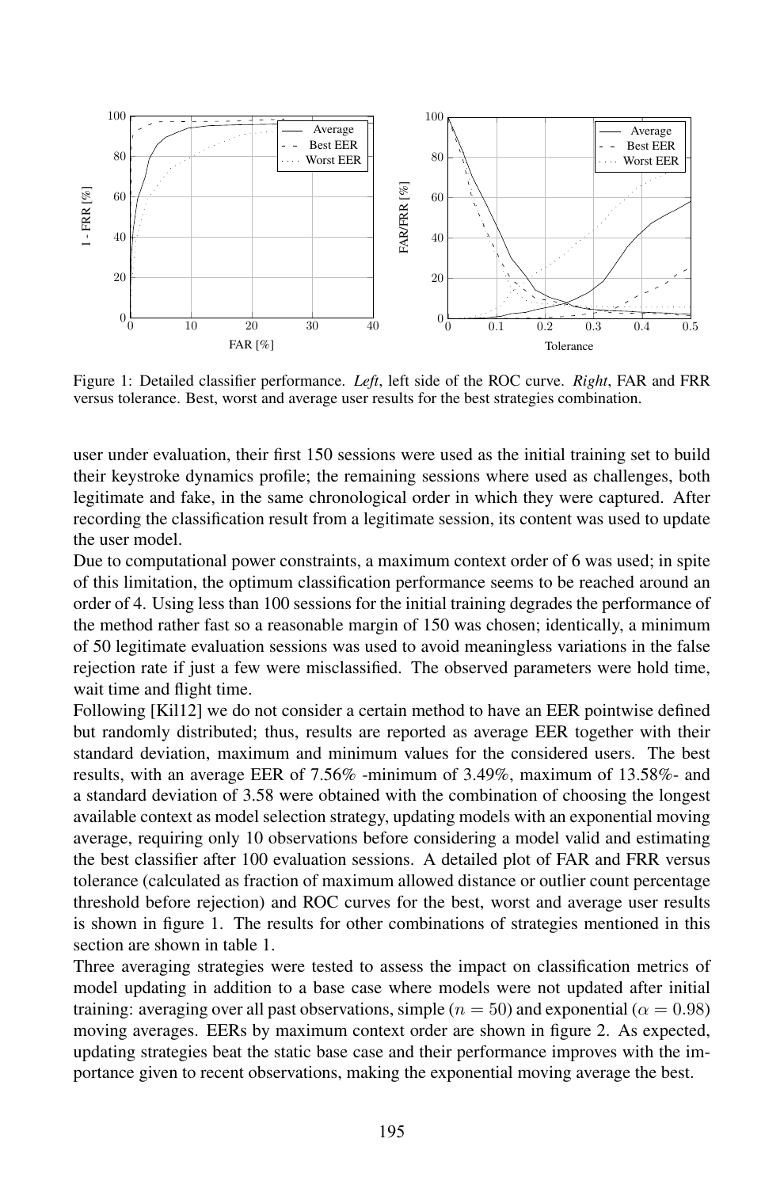100
80
60
40
20
0
1 - FRR [%]
0 10 20 30 40
FAR [%]
Average
Best EER
Worst EER

100
80
60
40
20
0
FAR/FRR [%]
0 0.1 0.2 0.3 0.4 0.5
Tolerance
Average
Best EER
Worst EER

Figure 1: Detailed classifier performance. *Left*, left side of the ROC curve. *Right*, FAR and FRR versus tolerance. Best, worst and average user results for the best strategies combination.

user under evaluation, their first 150 sessions were used as the initial training set to build their keystroke dynamics profile; the remaining sessions where used as challenges, both legitimate and fake, in the same chronological order in which they were captured. After recording the classification result from a legitimate session, its content was used to update the user model.

Due to computational power constraints, a maximum context order of 6 was used; in spite of this limitation, the optimum classification performance seems to be reached around an order of 4. Using less than 100 sessions for the initial training degrades the performance of the method rather fast so a reasonable margin of 150 was chosen; identically, a minimum of 50 legitimate evaluation sessions was used to avoid meaningless variations in the false rejection rate if just a few were misclassified. The observed parameters were hold time, wait time and flight time.

Following [Kil12] we do not consider a certain method to have an EER pointwise defined but randomly distributed; thus, results are reported as average EER together with their standard deviation, maximum and minimum values for the considered users. The best results, with an average EER of 7.56% -minimum of 3.49%, maximum of 13.58%- and a standard deviation of 3.58 were obtained with the combination of choosing the longest available context as model selection strategy, updating models with an exponential moving average, requiring only 10 observations before considering a model valid and estimating the best classifier after 100 evaluation sessions. A detailed plot of FAR and FRR versus tolerance (calculated as fraction of maximum allowed distance or outlier count percentage threshold before rejection) and ROC curves for the best, worst and average user results is shown in figure 1. The results for other combinations of strategies mentioned in this section are shown in table 1.

Three averaging strategies were tested to assess the impact on classification metrics of model updating in addition to a base case where models were not updated after initial training: averaging over all past observations, simple ($n = 50$) and exponential ($\alpha = 0.98$) moving averages. EERs by maximum context order are shown in figure 2. As expected, updating strategies beat the static base case and their performance improves with the importance given to recent observations, making the exponential moving average the best.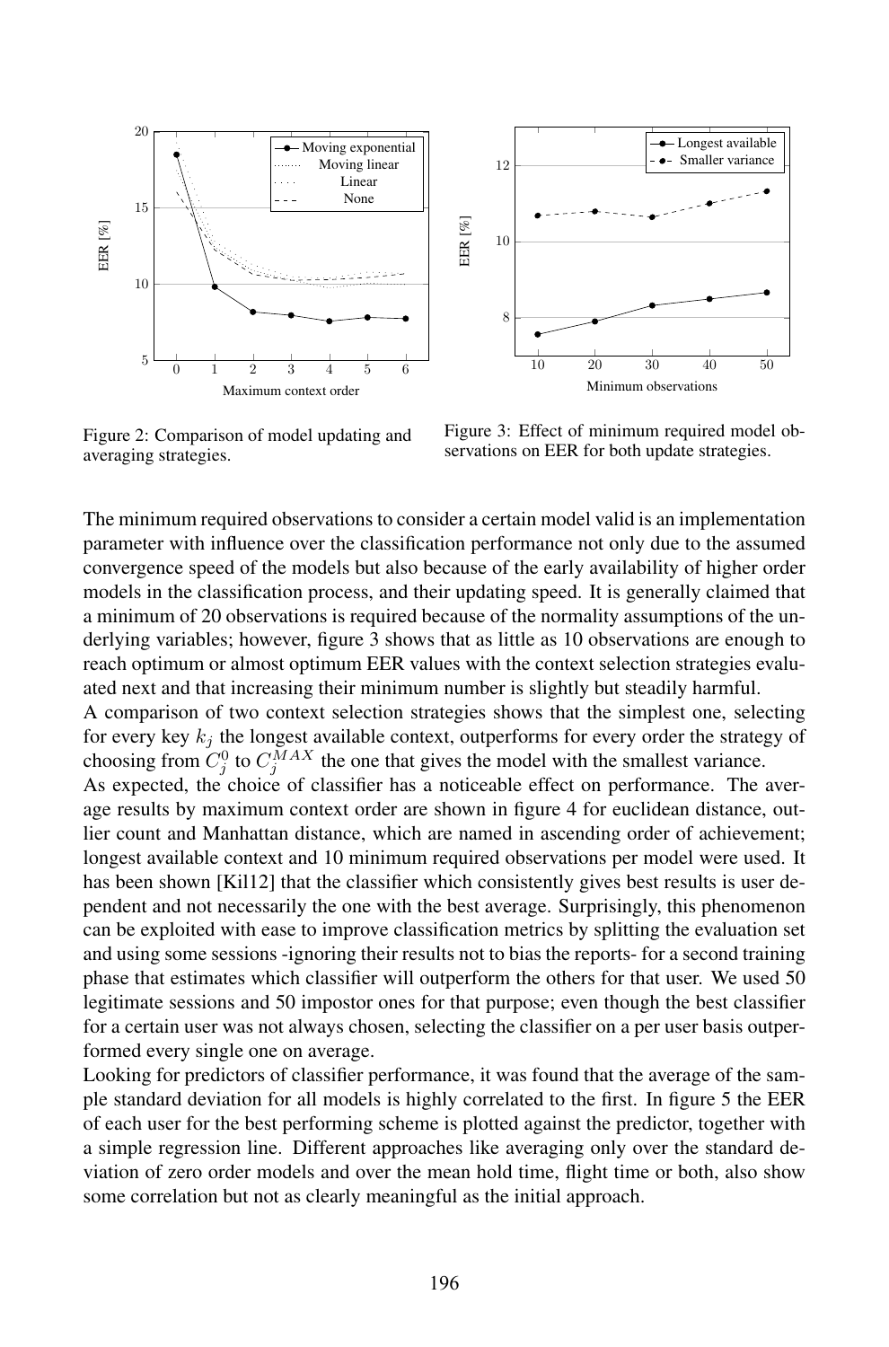20

15

10

5

EER [%]

0 1 2 3 4 5 6

Maximum context order

Moving exponential
Moving linear
Linear
None

Figure 2: Comparison of model updating and averaging strategies.

12

10

8

EER [%]

10 20 30 40 50

Minimum observations

Longest available
Smaller variance

Figure 3: Effect of minimum required model observations on EER for both update strategies.

The minimum required observations to consider a certain model valid is an implementation parameter with influence over the classification performance not only due to the assumed convergence speed of the models but also because of the early availability of higher order models in the classification process, and their updating speed. It is generally claimed that a minimum of 20 observations is required because of the normality assumptions of the underlying variables; however, figure 3 shows that as little as 10 observations are enough to reach optimum or almost optimum EER values with the context selection strategies evaluated next and that increasing their minimum number is slightly but steadily harmful.

A comparison of two context selection strategies shows that the simplest one, selecting for every key $k_j$ the longest available context, outperforms for every order the strategy of choosing from $C_j^0$ to $C_j^{MAX}$ the one that gives the model with the smallest variance.

As expected, the choice of classifier has a noticeable effect on performance. The average results by maximum context order are shown in figure 4 for euclidean distance, outlier count and Manhattan distance, which are named in ascending order of achievement; longest available context and 10 minimum required observations per model were used. It has been shown [Kil12] that the classifier which consistently gives best results is user dependent and not necessarily the one with the best average. Surprisingly, this phenomenon can be exploited with ease to improve classification metrics by splitting the evaluation set and using some sessions -ignoring their results not to bias the reports- for a second training phase that estimates which classifier will outperform the others for that user. We used 50 legitimate sessions and 50 impostor ones for that purpose; even though the best classifier for a certain user was not always chosen, selecting the classifier on a per user basis outperformed every single one on average.

Looking for predictors of classifier performance, it was found that the average of the sample standard deviation for all models is highly correlated to the first. In figure 5 the EER of each user for the best performing scheme is plotted against the predictor, together with a simple regression line. Different approaches like averaging only over the standard deviation of zero order models and over the mean hold time, flight time or both, also show some correlation but not as clearly meaningful as the initial approach.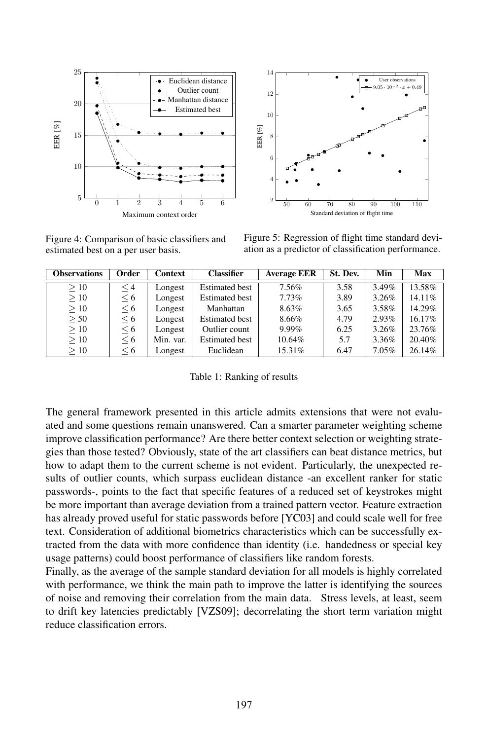25

20

15

10

5

EER [%]

0 1 2 3 4 5 6

Maximum context order

Euclidean distance
Outlier count
Manhattan distance
Estimated best

Figure 4: Comparison of basic classifiers and estimated best on a per user basis.

14

12

10

8

6

4

2

EER [%]

50 60 70 80 90 100 110

Standard deviation of flight time

User observations
$9.05 \cdot 10^{-2} \cdot x + 0.49$

Figure 5: Regression of flight time standard deviation as a predictor of classification performance.

| Observations | Order | Context | Classifier | Average EER | St. Dev. | Min | Max |
|---|---|---|---|---|---|---|---|
| $\geq 10$ | $\leq 4$ | Longest | Estimated best | 7.56% | 3.58 | 3.49% | 13.58% |
| $\geq 10$ | $\leq 6$ | Longest | Estimated best | 7.73% | 3.89 | 3.26% | 14.11% |
| $\geq 10$ | $\leq 6$ | Longest | Manhattan | 8.63% | 3.65 | 3.58% | 14.29% |
| $\geq 50$ | $\leq 6$ | Longest | Estimated best | 8.66% | 4.79 | 2.93% | 16.17% |
| $\geq 10$ | $\leq 6$ | Longest | Outlier count | 9.99% | 6.25 | 3.26% | 23.76% |
| $\geq 10$ | $\leq 6$ | Min. var. | Estimated best | 10.64% | 5.7 | 3.36% | 20.40% |
| $\geq 10$ | $\leq 6$ | Longest | Euclidean | 15.31% | 6.47 | 7.05% | 26.14% |

Table 1: Ranking of results

The general framework presented in this article admits extensions that were not evaluated and some questions remain unanswered. Can a smarter parameter weighting scheme improve classification performance? Are there better context selection or weighting strategies than those tested? Obviously, state of the art classifiers can beat distance metrics, but how to adapt them to the current scheme is not evident. Particularly, the unexpected results of outlier counts, which surpass euclidean distance -an excellent ranker for static passwords-, points to the fact that specific features of a reduced set of keystrokes might be more important than average deviation from a trained pattern vector. Feature extraction has already proved useful for static passwords before [YC03] and could scale well for free text. Consideration of additional biometrics characteristics which can be successfully extracted from the data with more confidence than identity (i.e. handedness or special key usage patterns) could boost performance of classifiers like random forests.

Finally, as the average of the sample standard deviation for all models is highly correlated with performance, we think the main path to improve the latter is identifying the sources of noise and removing their correlation from the main data. Stress levels, at least, seem to drift key latencies predictably [VZS09]; decorrelating the short term variation might reduce classification errors.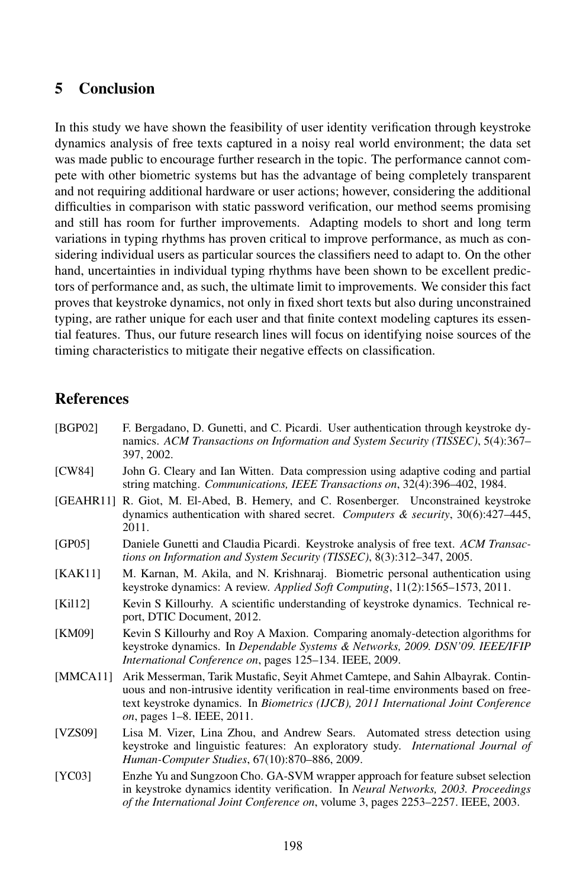## 5 Conclusion

In this study we have shown the feasibility of user identity verification through keystroke dynamics analysis of free texts captured in a noisy real world environment; the data set was made public to encourage further research in the topic. The performance cannot compete with other biometric systems but has the advantage of being completely transparent and not requiring additional hardware or user actions; however, considering the additional difficulties in comparison with static password verification, our method seems promising and still has room for further improvements. Adapting models to short and long term variations in typing rhythms has proven critical to improve performance, as much as considering individual users as particular sources the classifiers need to adapt to. On the other hand, uncertainties in individual typing rhythms have been shown to be excellent predictors of performance and, as such, the ultimate limit to improvements. We consider this fact proves that keystroke dynamics, not only in fixed short texts but also during unconstrained typing, are rather unique for each user and that finite context modeling captures its essential features. Thus, our future research lines will focus on identifying noise sources of the timing characteristics to mitigate their negative effects on classification.

## References

[BGP02] F. Bergadano, D. Gunetti, and C. Picardi. User authentication through keystroke dynamics. *ACM Transactions on Information and System Security (TISSEC)*, 5(4):367–397, 2002.

[CW84] John G. Cleary and Ian Witten. Data compression using adaptive coding and partial string matching. *Communications, IEEE Transactions on*, 32(4):396–402, 1984.

[GEAHR11] R. Giot, M. El-Abed, B. Hemery, and C. Rosenberger. Unconstrained keystroke dynamics authentication with shared secret. *Computers & security*, 30(6):427–445, 2011.

[GP05] Daniele Gunetti and Claudia Picardi. Keystroke analysis of free text. *ACM Transactions on Information and System Security (TISSEC)*, 8(3):312–347, 2005.

[KAK11] M. Karnan, M. Akila, and N. Krishnaraj. Biometric personal authentication using keystroke dynamics: A review. *Applied Soft Computing*, 11(2):1565–1573, 2011.

[Kil12] Kevin S Killourhy. A scientific understanding of keystroke dynamics. Technical report, DTIC Document, 2012.

[KM09] Kevin S Killourhy and Roy A Maxion. Comparing anomaly-detection algorithms for keystroke dynamics. In *Dependable Systems & Networks, 2009. DSN'09. IEEE/IFIP International Conference on*, pages 125–134. IEEE, 2009.

[MMCA11] Arik Messerman, Tarik Mustafic, Seyit Ahmet Camtepe, and Sahin Albayrak. Continuous and non-intrusive identity verification in real-time environments based on free-text keystroke dynamics. In *Biometrics (IJCB), 2011 International Joint Conference on*, pages 1–8. IEEE, 2011.

[VZS09] Lisa M. Vizer, Lina Zhou, and Andrew Sears. Automated stress detection using keystroke and linguistic features: An exploratory study. *International Journal of Human-Computer Studies*, 67(10):870–886, 2009.

[YC03] Enzhe Yu and Sungzoon Cho. GA-SVM wrapper approach for feature subset selection in keystroke dynamics identity verification. In *Neural Networks, 2003. Proceedings of the International Joint Conference on*, volume 3, pages 2253–2257. IEEE, 2003.